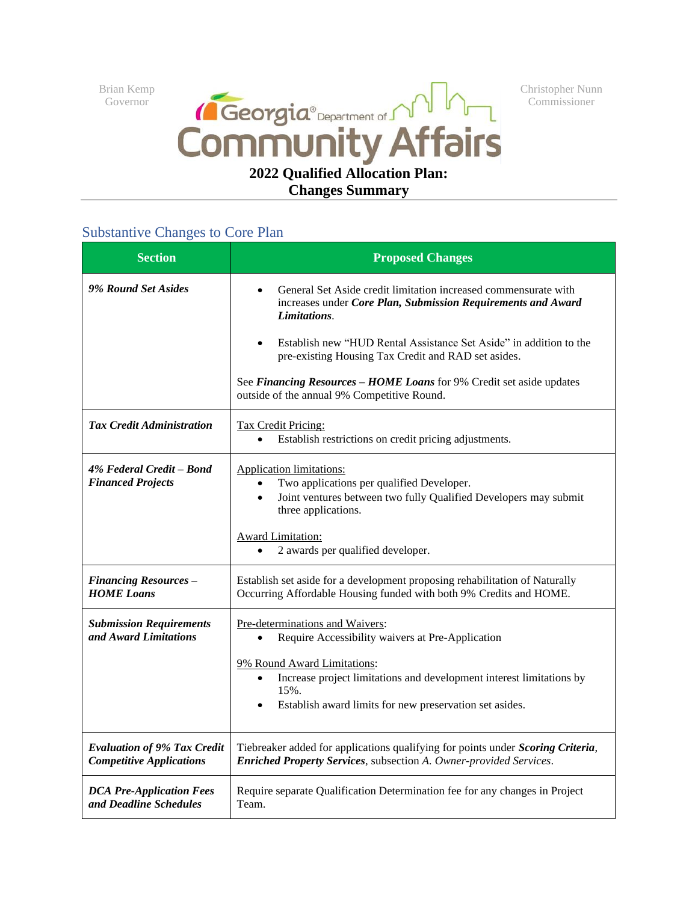Brian Kemp
Governor

Georgia® Department of Community Affairs

Christopher Nunn
Commissioner

# 2022 Qualified Allocation Plan: Changes Summary

## Substantive Changes to Core Plan

| Section | Proposed Changes |
|---|---|
| ***9% Round Set Asides*** | • General Set Aside credit limitation increased commensurate with increases under ***Core Plan, Submission Requirements and Award Limitations***.<br><br>• Establish new "HUD Rental Assistance Set Aside" in addition to the pre-existing Housing Tax Credit and RAD set asides.<br><br>See ***Financing Resources – HOME Loans*** for 9% Credit set aside updates outside of the annual 9% Competitive Round. |
| ***Tax Credit Administration*** | Tax Credit Pricing:<br>• Establish restrictions on credit pricing adjustments. |
| ***4% Federal Credit – Bond Financed Projects*** | Application limitations:<br>• Two applications per qualified Developer.<br>• Joint ventures between two fully Qualified Developers may submit three applications.<br><br>Award Limitation:<br>• 2 awards per qualified developer. |
| ***Financing Resources – HOME Loans*** | Establish set aside for a development proposing rehabilitation of Naturally Occurring Affordable Housing funded with both 9% Credits and HOME. |
| ***Submission Requirements and Award Limitations*** | Pre-determinations and Waivers:<br>• Require Accessibility waivers at Pre-Application<br><br>9% Round Award Limitations:<br>• Increase project limitations and development interest limitations by 15%.<br>• Establish award limits for new preservation set asides. |
| ***Evaluation of 9% Tax Credit Competitive Applications*** | Tiebreaker added for applications qualifying for points under ***Scoring Criteria***, ***Enriched Property Services***, subsection *A. Owner-provided Services*. |
| ***DCA Pre-Application Fees and Deadline Schedules*** | Require separate Qualification Determination fee for any changes in Project Team. |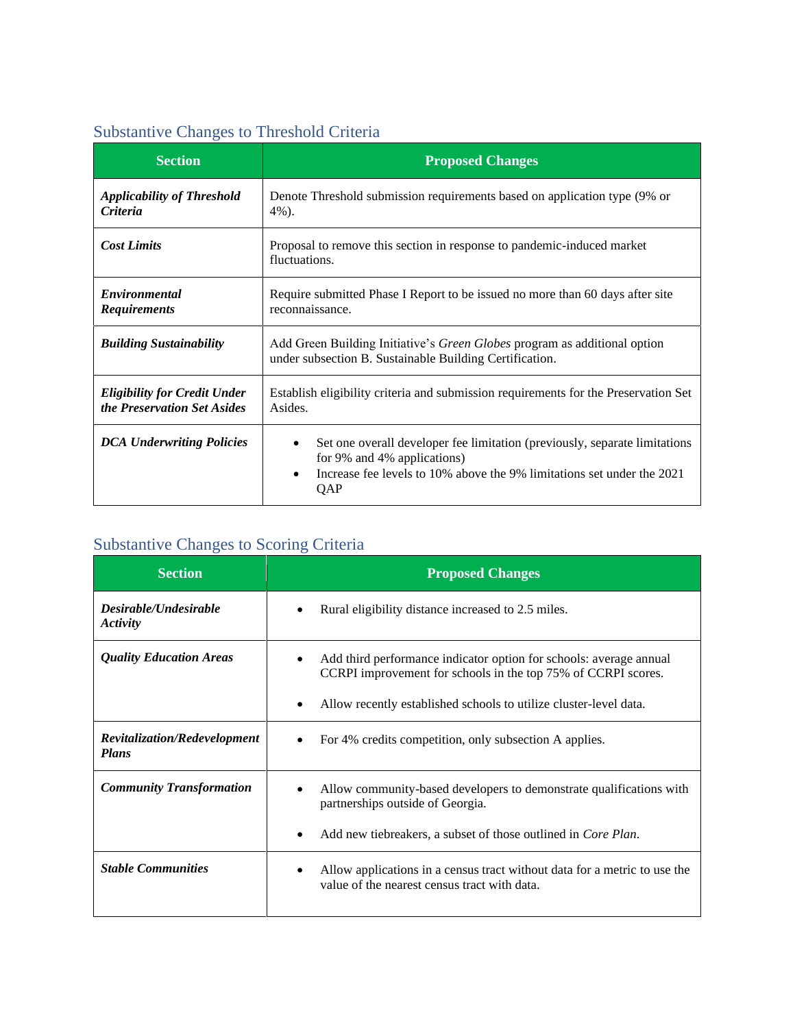## Substantive Changes to Threshold Criteria

| Section | Proposed Changes |
| --- | --- |
| ***Applicability of Threshold Criteria*** | Denote Threshold submission requirements based on application type (9% or 4%). |
| ***Cost Limits*** | Proposal to remove this section in response to pandemic-induced market fluctuations. |
| ***Environmental Requirements*** | Require submitted Phase I Report to be issued no more than 60 days after site reconnaissance. |
| ***Building Sustainability*** | Add Green Building Initiative's *Green Globes* program as additional option under subsection B. Sustainable Building Certification. |
| ***Eligibility for Credit Under the Preservation Set Asides*** | Establish eligibility criteria and submission requirements for the Preservation Set Asides. |
| ***DCA Underwriting Policies*** | • Set one overall developer fee limitation (previously, separate limitations for 9% and 4% applications)<br>• Increase fee levels to 10% above the 9% limitations set under the 2021 QAP |

## Substantive Changes to Scoring Criteria

| Section | Proposed Changes |
| --- | --- |
| ***Desirable/Undesirable Activity*** | • Rural eligibility distance increased to 2.5 miles. |
| ***Quality Education Areas*** | • Add third performance indicator option for schools: average annual CCRPI improvement for schools in the top 75% of CCRPI scores.<br>• Allow recently established schools to utilize cluster-level data. |
| ***Revitalization/Redevelopment Plans*** | • For 4% credits competition, only subsection A applies. |
| ***Community Transformation*** | • Allow community-based developers to demonstrate qualifications with partnerships outside of Georgia.<br>• Add new tiebreakers, a subset of those outlined in *Core Plan*. |
| ***Stable Communities*** | • Allow applications in a census tract without data for a metric to use the value of the nearest census tract with data. |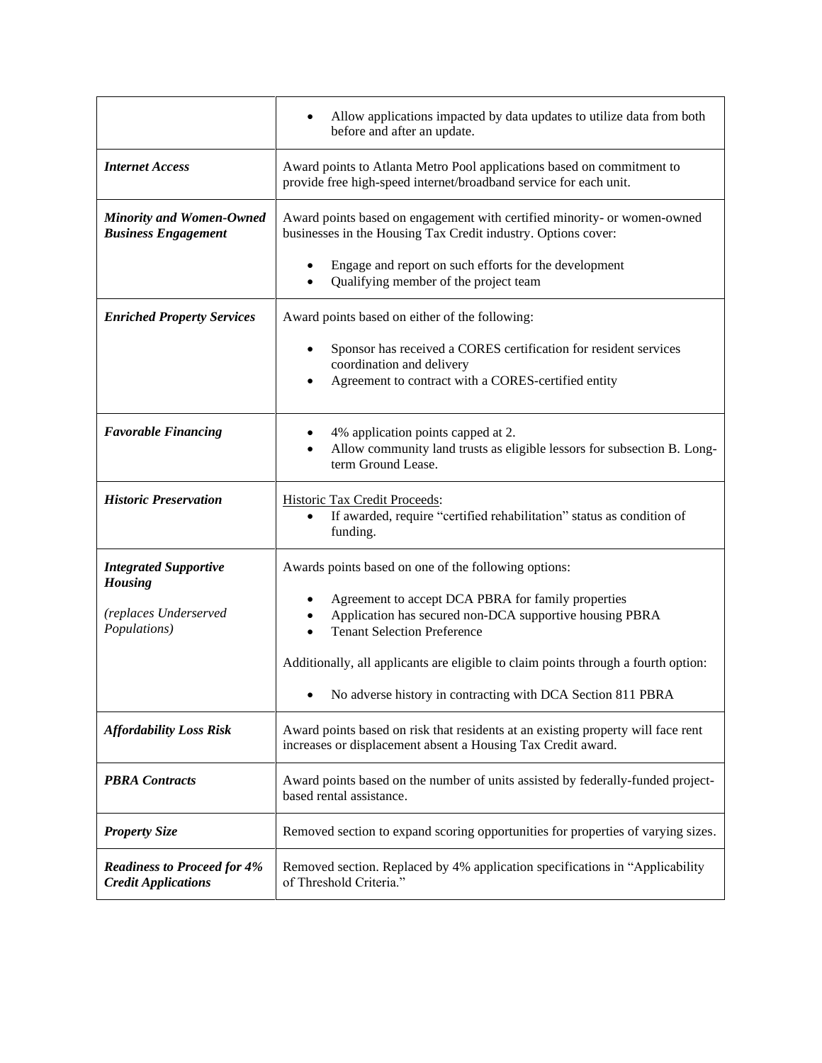| | |
|---|---|
| | • Allow applications impacted by data updates to utilize data from both before and after an update. |
| ***Internet Access*** | Award points to Atlanta Metro Pool applications based on commitment to provide free high-speed internet/broadband service for each unit. |
| ***Minority and Women-Owned Business Engagement*** | Award points based on engagement with certified minority- or women-owned businesses in the Housing Tax Credit industry. Options cover:<br>• Engage and report on such efforts for the development<br>• Qualifying member of the project team |
| ***Enriched Property Services*** | Award points based on either of the following:<br>• Sponsor has received a CORES certification for resident services coordination and delivery<br>• Agreement to contract with a CORES-certified entity |
| ***Favorable Financing*** | • 4% application points capped at 2.<br>• Allow community land trusts as eligible lessors for subsection B. Long-term Ground Lease. |
| ***Historic Preservation*** | Historic Tax Credit Proceeds:<br>• If awarded, require "certified rehabilitation" status as condition of funding. |
| ***Integrated Supportive Housing***<br>*(replaces Underserved Populations)* | Awards points based on one of the following options:<br>• Agreement to accept DCA PBRA for family properties<br>• Application has secured non-DCA supportive housing PBRA<br>• Tenant Selection Preference<br>Additionally, all applicants are eligible to claim points through a fourth option:<br>• No adverse history in contracting with DCA Section 811 PBRA |
| ***Affordability Loss Risk*** | Award points based on risk that residents at an existing property will face rent increases or displacement absent a Housing Tax Credit award. |
| ***PBRA Contracts*** | Award points based on the number of units assisted by federally-funded project-based rental assistance. |
| ***Property Size*** | Removed section to expand scoring opportunities for properties of varying sizes. |
| ***Readiness to Proceed for 4% Credit Applications*** | Removed section. Replaced by 4% application specifications in "Applicability of Threshold Criteria." |